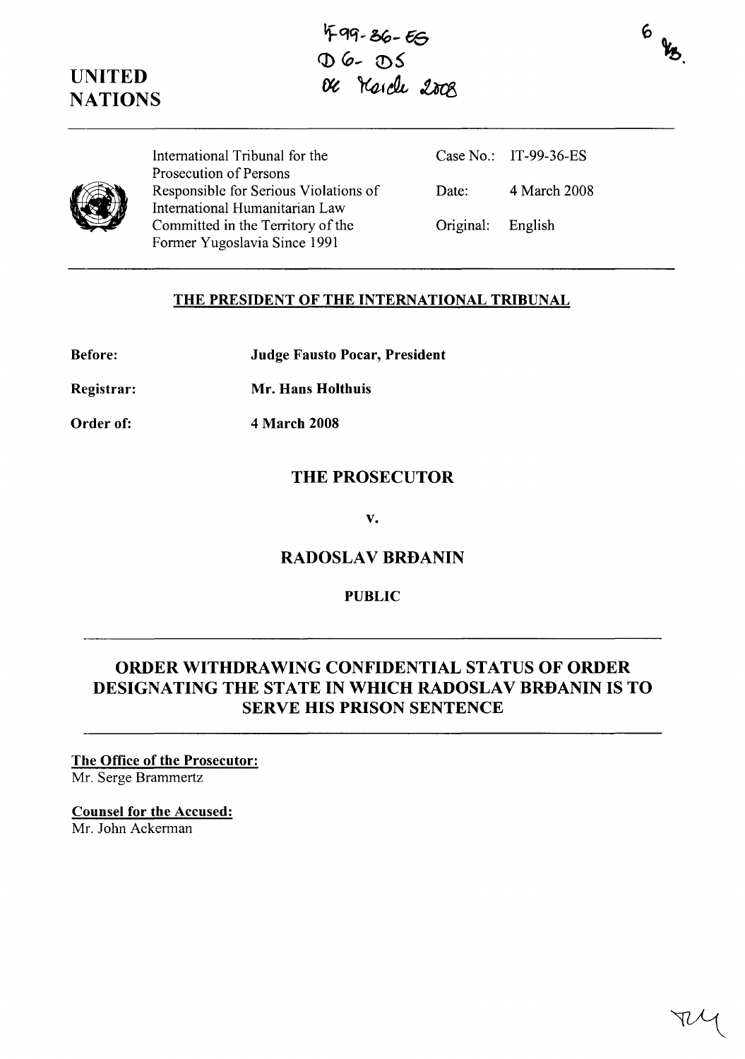IT-99-36-ES
D 6 - D 5
04 March 2008

**UNITED NATIONS**

| | | |
|---|---|---|
| International Tribunal for the Prosecution of Persons Responsible for Serious Violations of International Humanitarian Law Committed in the Territory of the Former Yugoslavia Since 1991 | Case No.: | IT-99-36-ES |
| | Date: | 4 March 2008 |
| | Original: | English |

## THE PRESIDENT OF THE INTERNATIONAL TRIBUNAL

**Before:** **Judge Fausto Pocar, President**

**Registrar:** **Mr. Hans Holthuis**

**Order of:** **4 March 2008**

## THE PROSECUTOR

**v.**

## RADOSLAV BRĐANIN

**PUBLIC**

## ORDER WITHDRAWING CONFIDENTIAL STATUS OF ORDER DESIGNATING THE STATE IN WHICH RADOSLAV BRĐANIN IS TO SERVE HIS PRISON SENTENCE

**The Office of the Prosecutor:**
Mr. Serge Brammertz

**Counsel for the Accused:**
Mr. John Ackerman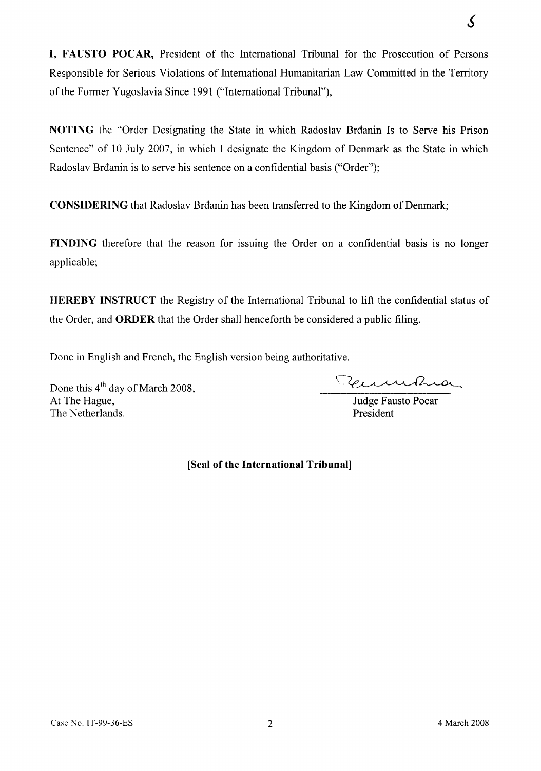**I, FAUSTO POCAR,** President of the International Tribunal for the Prosecution of Persons Responsible for Serious Violations of International Humanitarian Law Committed in the Territory of the Former Yugoslavia Since 1991 ("International Tribunal"),

**NOTING** the "Order Designating the State in which Radoslav Brđanin Is to Serve his Prison Sentence" of 10 July 2007, in which I designate the Kingdom of Denmark as the State in which Radoslav Brđanin is to serve his sentence on a confidential basis ("Order");

**CONSIDERING** that Radoslav Brđanin has been transferred to the Kingdom of Denmark;

**FINDING** therefore that the reason for issuing the Order on a confidential basis is no longer applicable;

**HEREBY INSTRUCT** the Registry of the International Tribunal to lift the confidential status of the Order, and **ORDER** that the Order shall henceforth be considered a public filing.

Done in English and French, the English version being authoritative.

Done this 4th day of March 2008,
At The Hague,
The Netherlands.

Judge Fausto Pocar
President

**[Seal of the International Tribunal]**

Case No. IT-99-36-ES

4 March 2008